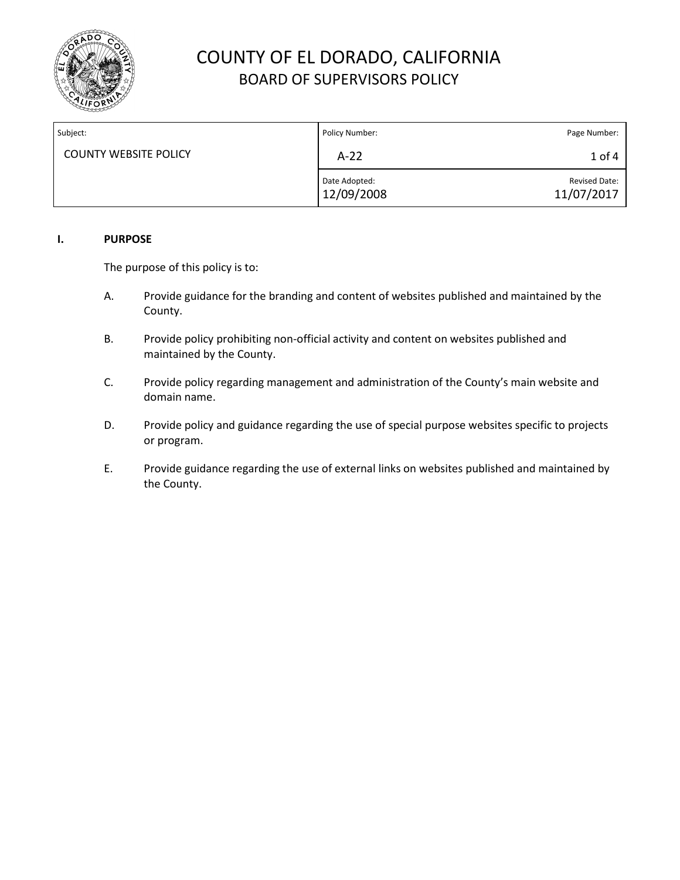# COUNTY OF EL DORADO, CALIFORNIA
## BOARD OF SUPERVISORS POLICY

| Subject: | Policy Number: | Page Number: |
| --- | --- | --- |
| COUNTY WEBSITE POLICY | A-22 | 1 of 4 |
| | Date Adopted: 12/09/2008 | Revised Date: 11/07/2017 |

## I. PURPOSE

The purpose of this policy is to:

A. Provide guidance for the branding and content of websites published and maintained by the County.

B. Provide policy prohibiting non-official activity and content on websites published and maintained by the County.

C. Provide policy regarding management and administration of the County's main website and domain name.

D. Provide policy and guidance regarding the use of special purpose websites specific to projects or program.

E. Provide guidance regarding the use of external links on websites published and maintained by the County.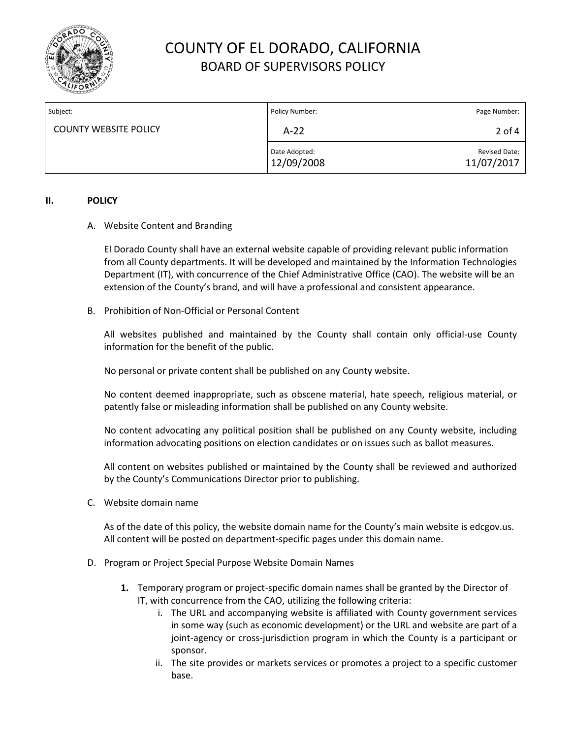## II. POLICY

A. Website Content and Branding

El Dorado County shall have an external website capable of providing relevant public information from all County departments. It will be developed and maintained by the Information Technologies Department (IT), with concurrence of the Chief Administrative Office (CAO). The website will be an extension of the County's brand, and will have a professional and consistent appearance.

B. Prohibition of Non-Official or Personal Content

All websites published and maintained by the County shall contain only official-use County information for the benefit of the public.

No personal or private content shall be published on any County website.

No content deemed inappropriate, such as obscene material, hate speech, religious material, or patently false or misleading information shall be published on any County website.

No content advocating any political position shall be published on any County website, including information advocating positions on election candidates or on issues such as ballot measures.

All content on websites published or maintained by the County shall be reviewed and authorized by the County's Communications Director prior to publishing.

C. Website domain name

As of the date of this policy, the website domain name for the County's main website is edcgov.us. All content will be posted on department-specific pages under this domain name.

D. Program or Project Special Purpose Website Domain Names

**1.** Temporary program or project-specific domain names shall be granted by the Director of IT, with concurrence from the CAO, utilizing the following criteria:

   i. The URL and accompanying website is affiliated with County government services in some way (such as economic development) or the URL and website are part of a joint-agency or cross-jurisdiction program in which the County is a participant or sponsor.

   ii. The site provides or markets services or promotes a project to a specific customer base.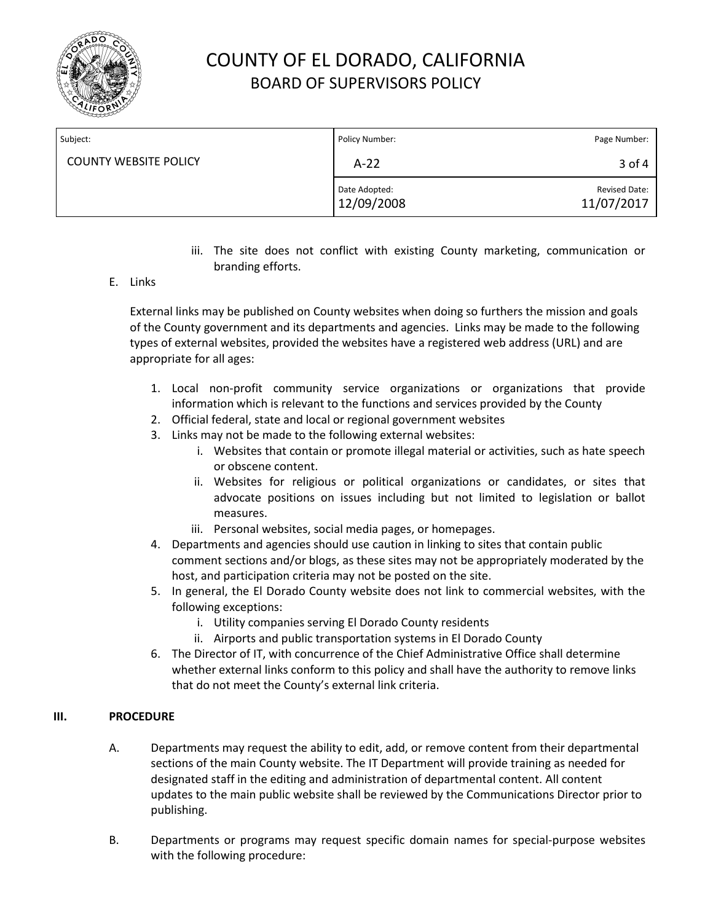iii. The site does not conflict with existing County marketing, communication or branding efforts.

E. Links

External links may be published on County websites when doing so furthers the mission and goals of the County government and its departments and agencies. Links may be made to the following types of external websites, provided the websites have a registered web address (URL) and are appropriate for all ages:

1. Local non-profit community service organizations or organizations that provide information which is relevant to the functions and services provided by the County
2. Official federal, state and local or regional government websites
3. Links may not be made to the following external websites:
   i. Websites that contain or promote illegal material or activities, such as hate speech or obscene content.
   ii. Websites for religious or political organizations or candidates, or sites that advocate positions on issues including but not limited to legislation or ballot measures.
   iii. Personal websites, social media pages, or homepages.
4. Departments and agencies should use caution in linking to sites that contain public comment sections and/or blogs, as these sites may not be appropriately moderated by the host, and participation criteria may not be posted on the site.
5. In general, the El Dorado County website does not link to commercial websites, with the following exceptions:
   i. Utility companies serving El Dorado County residents
   ii. Airports and public transportation systems in El Dorado County
6. The Director of IT, with concurrence of the Chief Administrative Office shall determine whether external links conform to this policy and shall have the authority to remove links that do not meet the County's external link criteria.

## III. PROCEDURE

A. Departments may request the ability to edit, add, or remove content from their departmental sections of the main County website. The IT Department will provide training as needed for designated staff in the editing and administration of departmental content. All content updates to the main public website shall be reviewed by the Communications Director prior to publishing.

B. Departments or programs may request specific domain names for special-purpose websites with the following procedure: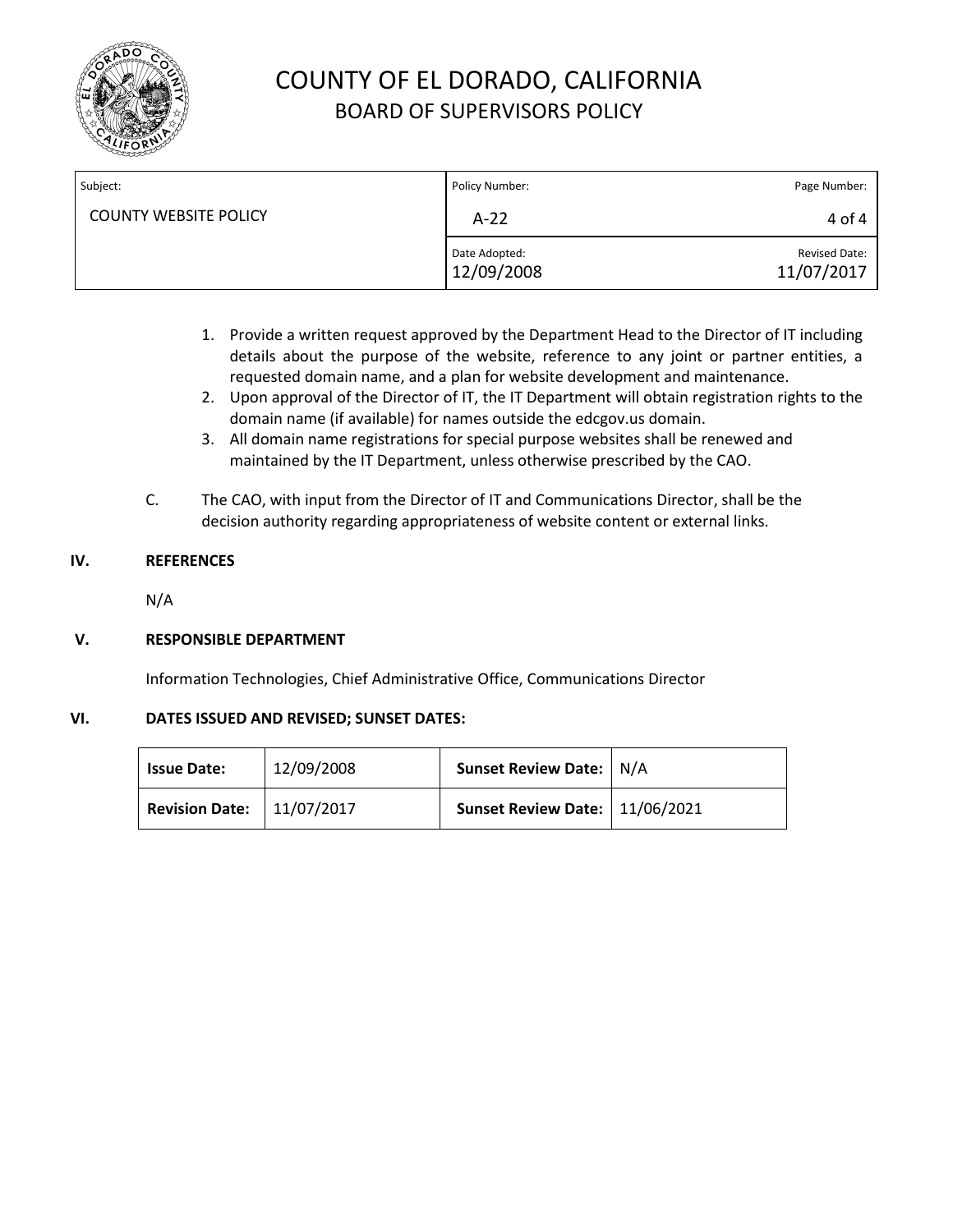1. Provide a written request approved by the Department Head to the Director of IT including details about the purpose of the website, reference to any joint or partner entities, a requested domain name, and a plan for website development and maintenance.
2. Upon approval of the Director of IT, the IT Department will obtain registration rights to the domain name (if available) for names outside the edcgov.us domain.
3. All domain name registrations for special purpose websites shall be renewed and maintained by the IT Department, unless otherwise prescribed by the CAO.

C. The CAO, with input from the Director of IT and Communications Director, shall be the decision authority regarding appropriateness of website content or external links.

## IV. REFERENCES

N/A

## V. RESPONSIBLE DEPARTMENT

Information Technologies, Chief Administrative Office, Communications Director

## VI. DATES ISSUED AND REVISED; SUNSET DATES:

| | | | |
|---|---|---|---|
| **Issue Date:** | 12/09/2008 | **Sunset Review Date:** | N/A |
| **Revision Date:** | 11/07/2017 | **Sunset Review Date:** | 11/06/2021 |